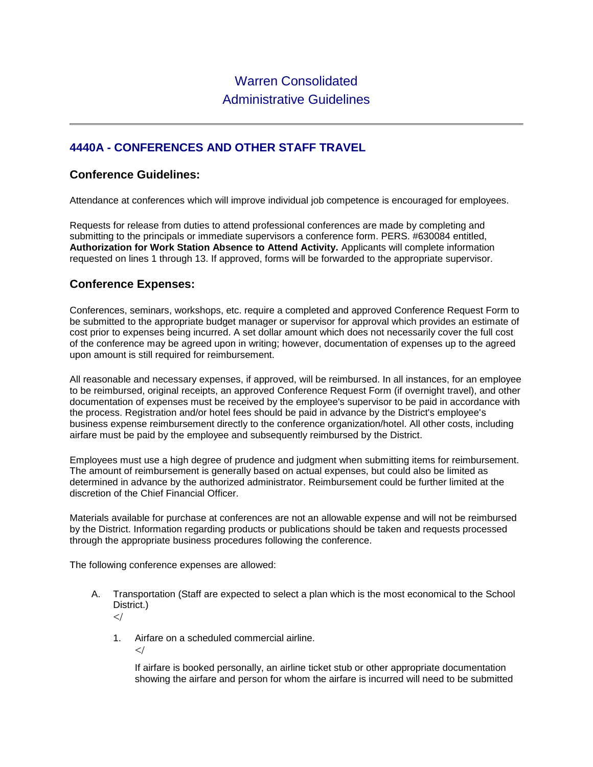# Warren Consolidated
# Administrative Guidelines

---

## 4440A - CONFERENCES AND OTHER STAFF TRAVEL

### Conference Guidelines:

Attendance at conferences which will improve individual job competence is encouraged for employees.

Requests for release from duties to attend professional conferences are made by completing and submitting to the principals or immediate supervisors a conference form. PERS. #630084 entitled, **Authorization for Work Station Absence to Attend Activity.** Applicants will complete information requested on lines 1 through 13. If approved, forms will be forwarded to the appropriate supervisor.

### Conference Expenses:

Conferences, seminars, workshops, etc. require a completed and approved Conference Request Form to be submitted to the appropriate budget manager or supervisor for approval which provides an estimate of cost prior to expenses being incurred. A set dollar amount which does not necessarily cover the full cost of the conference may be agreed upon in writing; however, documentation of expenses up to the agreed upon amount is still required for reimbursement.

All reasonable and necessary expenses, if approved, will be reimbursed. In all instances, for an employee to be reimbursed, original receipts, an approved Conference Request Form (if overnight travel), and other documentation of expenses must be received by the employee's supervisor to be paid in accordance with the process. Registration and/or hotel fees should be paid in advance by the District's employee's business expense reimbursement directly to the conference organization/hotel. All other costs, including airfare must be paid by the employee and subsequently reimbursed by the District.

Employees must use a high degree of prudence and judgment when submitting items for reimbursement. The amount of reimbursement is generally based on actual expenses, but could also be limited as determined in advance by the authorized administrator. Reimbursement could be further limited at the discretion of the Chief Financial Officer.

Materials available for purchase at conferences are not an allowable expense and will not be reimbursed by the District. Information regarding products or publications should be taken and requests processed through the appropriate business procedures following the conference.

The following conference expenses are allowed:

A. Transportation (Staff are expected to select a plan which is the most economical to the School District.)
   </

   1. Airfare on a scheduled commercial airline.
      </

      If airfare is booked personally, an airline ticket stub or other appropriate documentation showing the airfare and person for whom the airfare is incurred will need to be submitted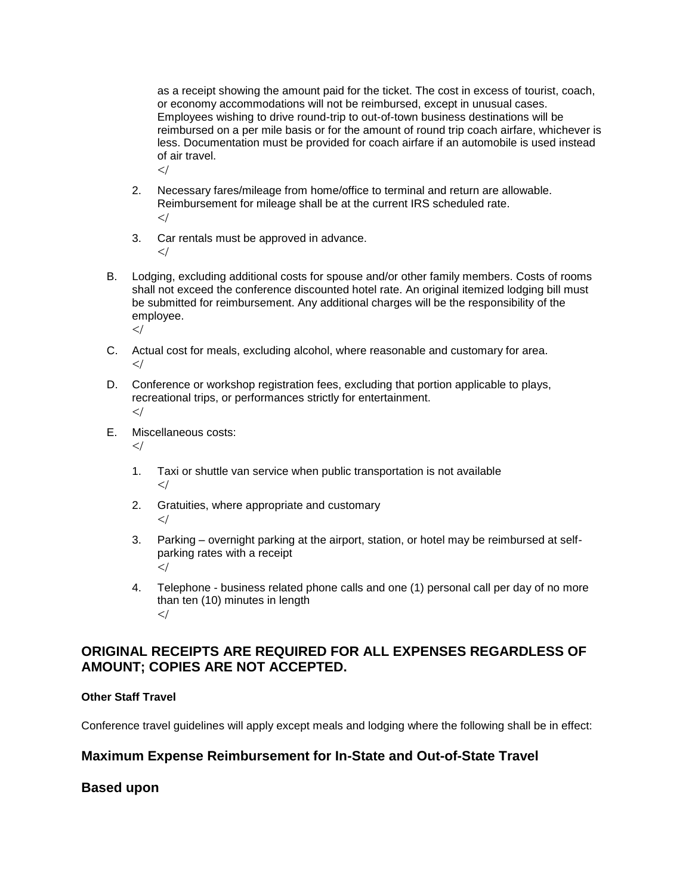as a receipt showing the amount paid for the ticket. The cost in excess of tourist, coach, or economy accommodations will not be reimbursed, except in unusual cases. Employees wishing to drive round-trip to out-of-town business destinations will be reimbursed on a per mile basis or for the amount of round trip coach airfare, whichever is less. Documentation must be provided for coach airfare if an automobile is used instead of air travel.
</

2. Necessary fares/mileage from home/office to terminal and return are allowable. Reimbursement for mileage shall be at the current IRS scheduled rate.
</

3. Car rentals must be approved in advance.
</

B. Lodging, excluding additional costs for spouse and/or other family members. Costs of rooms shall not exceed the conference discounted hotel rate. An original itemized lodging bill must be submitted for reimbursement. Any additional charges will be the responsibility of the employee.
</

C. Actual cost for meals, excluding alcohol, where reasonable and customary for area.
</

D. Conference or workshop registration fees, excluding that portion applicable to plays, recreational trips, or performances strictly for entertainment.
</

E. Miscellaneous costs:
</

1. Taxi or shuttle van service when public transportation is not available
</

2. Gratuities, where appropriate and customary
</

3. Parking – overnight parking at the airport, station, or hotel may be reimbursed at self-parking rates with a receipt
</

4. Telephone - business related phone calls and one (1) personal call per day of no more than ten (10) minutes in length
</

## ORIGINAL RECEIPTS ARE REQUIRED FOR ALL EXPENSES REGARDLESS OF AMOUNT; COPIES ARE NOT ACCEPTED.

#### Other Staff Travel

Conference travel guidelines will apply except meals and lodging where the following shall be in effect:

## Maximum Expense Reimbursement for In-State and Out-of-State Travel

## Based upon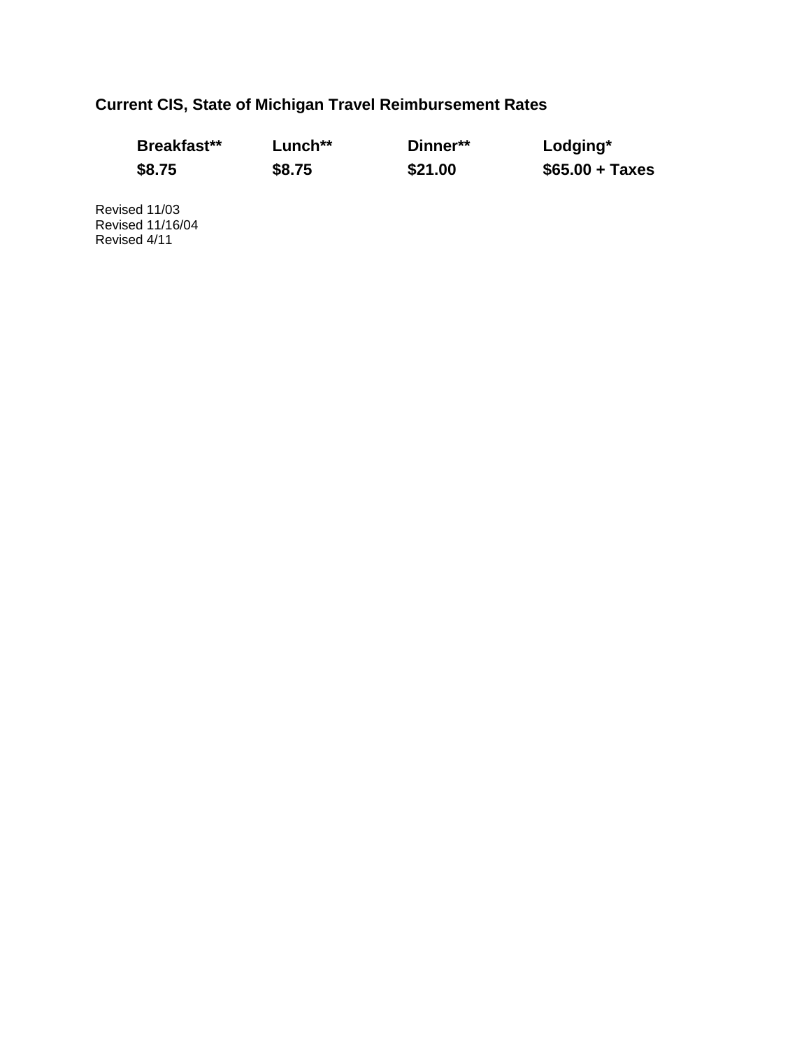## Current CIS, State of Michigan Travel Reimbursement Rates

| Breakfast** | Lunch** | Dinner** | Lodging* |
|---|---|---|---|
| $8.75 | $8.75 | $21.00 | $65.00 + Taxes |

Revised 11/03
Revised 11/16/04
Revised 4/11